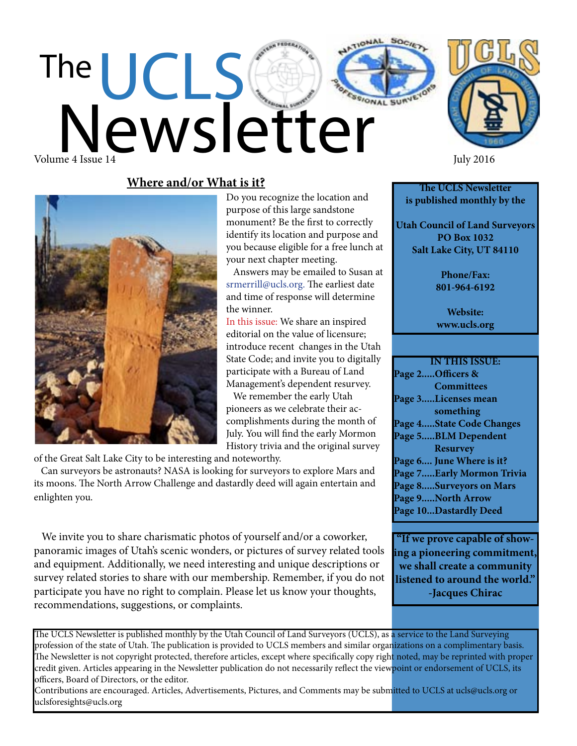# The UCLS Newsletter

Volume 4 Issue 14

July 2016

## Where and/or What is it?

Do you recognize the location and purpose of this large sandstone monument? Be the first to correctly identify its location and purpose and you because eligible for a free lunch at your next chapter meeting.

Answers may be emailed to Susan at srmerrill@ucls.org. The earliest date and time of response will determine the winner.

In this issue: We share an inspired editorial on the value of licensure; introduce recent changes in the Utah State Code; and invite you to digitally participate with a Bureau of Land Management's dependent resurvey.

We remember the early Utah pioneers as we celebrate their accomplishments during the month of July. You will find the early Mormon History trivia and the original survey of the Great Salt Lake City to be interesting and noteworthy.

Can surveyors be astronauts? NASA is looking for surveyors to explore Mars and its moons. The North Arrow Challenge and dastardly deed will again entertain and enlighten you.

We invite you to share charismatic photos of yourself and/or a coworker, panoramic images of Utah's scenic wonders, or pictures of survey related tools and equipment. Additionally, we need interesting and unique descriptions or survey related stories to share with our membership. Remember, if you do not participate you have no right to complain. Please let us know your thoughts, recommendations, suggestions, or complaints.

**The UCLS Newsletter is published monthly by the**

**Utah Council of Land Surveyors**
**PO Box 1032**
**Salt Lake City, UT 84110**

**Phone/Fax:**
**801-964-6192**

**Website:**
**www.ucls.org**

**IN THIS ISSUE:**

- **Page 2.....Officers & Committees**
- **Page 3.....Licenses mean something**
- **Page 4.....State Code Changes**
- **Page 5.....BLM Dependent Resurvey**
- **Page 6.... June Where is it?**
- **Page 7.....Early Mormon Trivia**
- **Page 8.....Surveyors on Mars**
- **Page 9.....North Arrow**
- **Page 10...Dastardly Deed**

**"If we prove capable of showing a pioneering commitment, we shall create a community listened to around the world."**
**-Jacques Chirac**

The UCLS Newsletter is published monthly by the Utah Council of Land Surveyors (UCLS), as a service to the Land Surveying profession of the state of Utah. The publication is provided to UCLS members and similar organizations on a complimentary basis. The Newsletter is not copyright protected, therefore articles, except where specifically copy right noted, may be reprinted with proper credit given. Articles appearing in the Newsletter publication do not necessarily reflect the viewpoint or endorsement of UCLS, its officers, Board of Directors, or the editor.
Contributions are encouraged. Articles, Advertisements, Pictures, and Comments may be submitted to UCLS at ucls@ucls.org or uclsforesights@ucls.org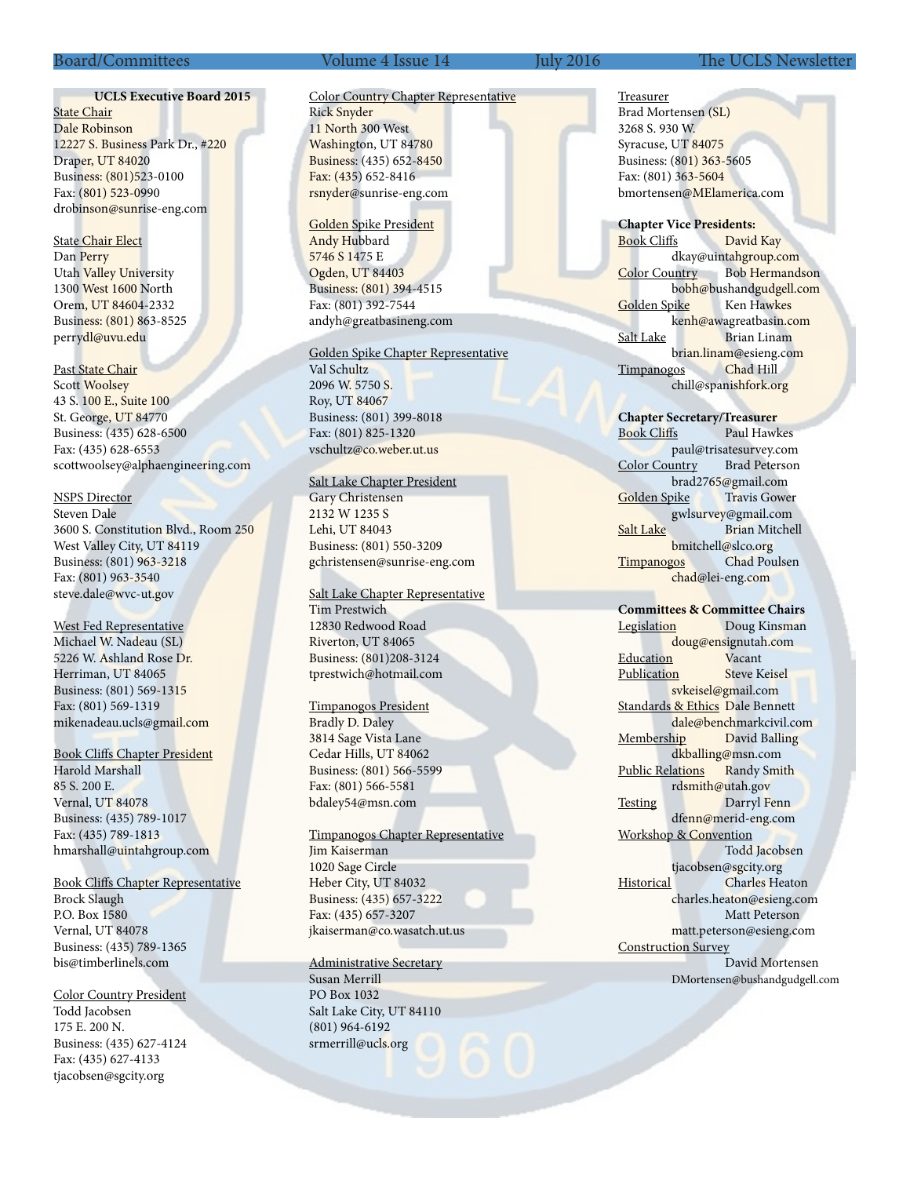## UCLS Executive Board 2015

State Chair
Dale Robinson
12227 S. Business Park Dr., #220
Draper, UT 84020
Business: (801)523-0100
Fax: (801) 523-0990
drobinson@sunrise-eng.com

State Chair Elect
Dan Perry
Utah Valley University
1300 West 1600 North
Orem, UT 84604-2332
Business: (801) 863-8525
perrydl@uvu.edu

Past State Chair
Scott Woolsey
43 S. 100 E., Suite 100
St. George, UT 84770
Business: (435) 628-6500
Fax: (435) 628-6553
scottwoolsey@alphaengineering.com

NSPS Director
Steven Dale
3600 S. Constitution Blvd., Room 250
West Valley City, UT 84119
Business: (801) 963-3218
Fax: (801) 963-3540
steve.dale@wvc-ut.gov

West Fed Representative
Michael W. Nadeau (SL)
5226 W. Ashland Rose Dr.
Herriman, UT 84065
Business: (801) 569-1315
Fax: (801) 569-1319
mikenadeau.ucls@gmail.com

Book Cliffs Chapter President
Harold Marshall
85 S. 200 E.
Vernal, UT 84078
Business: (435) 789-1017
Fax: (435) 789-1813
hmarshall@uintahgroup.com

Book Cliffs Chapter Representative
Brock Slaugh
P.O. Box 1580
Vernal, UT 84078
Business: (435) 789-1365
bis@timberlinels.com

Color Country President
Todd Jacobsen
175 E. 200 N.
Business: (435) 627-4124
Fax: (435) 627-4133
tjacobsen@sgcity.org

Color Country Chapter Representative
Rick Snyder
11 North 300 West
Washington, UT 84780
Business: (435) 652-8450
Fax: (435) 652-8416
rsnyder@sunrise-eng.com

Golden Spike President
Andy Hubbard
5746 S 1475 E
Ogden, UT 84403
Business: (801) 394-4515
Fax: (801) 392-7544
andyh@greatbasineng.com

Golden Spike Chapter Representative
Val Schultz
2096 W. 5750 S.
Roy, UT 84067
Business: (801) 399-8018
Fax: (801) 825-1320
vschultz@co.weber.ut.us

Salt Lake Chapter President
Gary Christensen
2132 W 1235 S
Lehi, UT 84043
Business: (801) 550-3209
gchristensen@sunrise-eng.com

Salt Lake Chapter Representative
Tim Prestwich
12830 Redwood Road
Riverton, UT 84065
Business: (801)208-3124
tprestwich@hotmail.com

Timpanogos President
Bradly D. Daley
3814 Sage Vista Lane
Cedar Hills, UT 84062
Business: (801) 566-5599
Fax: (801) 566-5581
bdaley54@msn.com

Timpanogos Chapter Representative
Jim Kaiserman
1020 Sage Circle
Heber City, UT 84032
Business: (435) 657-3222
Fax: (435) 657-3207
jkaiserman@co.wasatch.ut.us

Administrative Secretary
Susan Merrill
PO Box 1032
Salt Lake City, UT 84110
(801) 964-6192
srmerrill@ucls.org

Treasurer
Brad Mortensen (SL)
3268 S. 930 W.
Syracuse, UT 84075
Business: (801) 363-5605
Fax: (801) 363-5604
bmortensen@MElamerica.com

**Chapter Vice Presidents:**

Book Cliffs — David Kay
dkay@uintahgroup.com
Color Country — Bob Hermandson
bobh@bushandgudgell.com
Golden Spike — Ken Hawkes
kenh@awagreatbasin.com
Salt Lake — Brian Linam
brian.linam@esieng.com
Timpanogos — Chad Hill
chill@spanishfork.org

**Chapter Secretary/Treasurer**

Book Cliffs — Paul Hawkes
paul@trisatesurvey.com
Color Country — Brad Peterson
brad2765@gmail.com
Golden Spike — Travis Gower
gwlsurvey@gmail.com
Salt Lake — Brian Mitchell
bmitchell@slco.org
Timpanogos — Chad Poulsen
chad@lei-eng.com

**Committees & Committee Chairs**

Legislation — Doug Kinsman
doug@ensignutah.com
Education — Vacant
Publication — Steve Keisel
svkeisel@gmail.com
Standards & Ethics — Dale Bennett
dale@benchmarkcivil.com
Membership — David Balling
dkballing@msn.com
Public Relations — Randy Smith
rdsmith@utah.gov
Testing — Darryl Fenn
dfenn@merid-eng.com
Workshop & Convention — Todd Jacobsen
tjacobsen@sgcity.org
Historical — Charles Heaton
charles.heaton@esieng.com
Matt Peterson
matt.peterson@esieng.com
Construction Survey — David Mortensen
DMortensen@bushandgudgell.com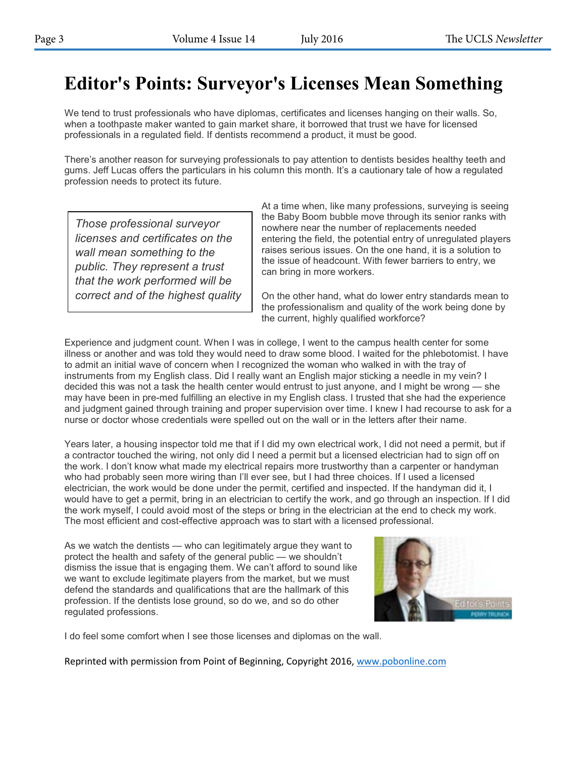# Editor's Points: Surveyor's Licenses Mean Something

We tend to trust professionals who have diplomas, certificates and licenses hanging on their walls. So, when a toothpaste maker wanted to gain market share, it borrowed that trust we have for licensed professionals in a regulated field. If dentists recommend a product, it must be good.

There's another reason for surveying professionals to pay attention to dentists besides healthy teeth and gums. Jeff Lucas offers the particulars in his column this month. It's a cautionary tale of how a regulated profession needs to protect its future.

> *Those professional surveyor licenses and certificates on the wall mean something to the public. They represent a trust that the work performed will be correct and of the highest quality*

At a time when, like many professions, surveying is seeing the Baby Boom bubble move through its senior ranks with nowhere near the number of replacements needed entering the field, the potential entry of unregulated players raises serious issues. On the one hand, it is a solution to the issue of headcount. With fewer barriers to entry, we can bring in more workers.

On the other hand, what do lower entry standards mean to the professionalism and quality of the work being done by the current, highly qualified workforce?

Experience and judgment count. When I was in college, I went to the campus health center for some illness or another and was told they would need to draw some blood. I waited for the phlebotomist. I have to admit an initial wave of concern when I recognized the woman who walked in with the tray of instruments from my English class. Did I really want an English major sticking a needle in my vein? I decided this was not a task the health center would entrust to just anyone, and I might be wrong — she may have been in pre-med fulfilling an elective in my English class. I trusted that she had the experience and judgment gained through training and proper supervision over time. I knew I had recourse to ask for a nurse or doctor whose credentials were spelled out on the wall or in the letters after their name.

Years later, a housing inspector told me that if I did my own electrical work, I did not need a permit, but if a contractor touched the wiring, not only did I need a permit but a licensed electrician had to sign off on the work. I don't know what made my electrical repairs more trustworthy than a carpenter or handyman who had probably seen more wiring than I'll ever see, but I had three choices. If I used a licensed electrician, the work would be done under the permit, certified and inspected. If the handyman did it, I would have to get a permit, bring in an electrician to certify the work, and go through an inspection. If I did the work myself, I could avoid most of the steps or bring in the electrician at the end to check my work. The most efficient and cost-effective approach was to start with a licensed professional.

As we watch the dentists — who can legitimately argue they want to protect the health and safety of the general public — we shouldn't dismiss the issue that is engaging them. We can't afford to sound like we want to exclude legitimate players from the market, but we must defend the standards and qualifications that are the hallmark of this profession. If the dentists lose ground, so do we, and so do other regulated professions.

I do feel some comfort when I see those licenses and diplomas on the wall.

Reprinted with permission from Point of Beginning, Copyright 2016, www.pobonline.com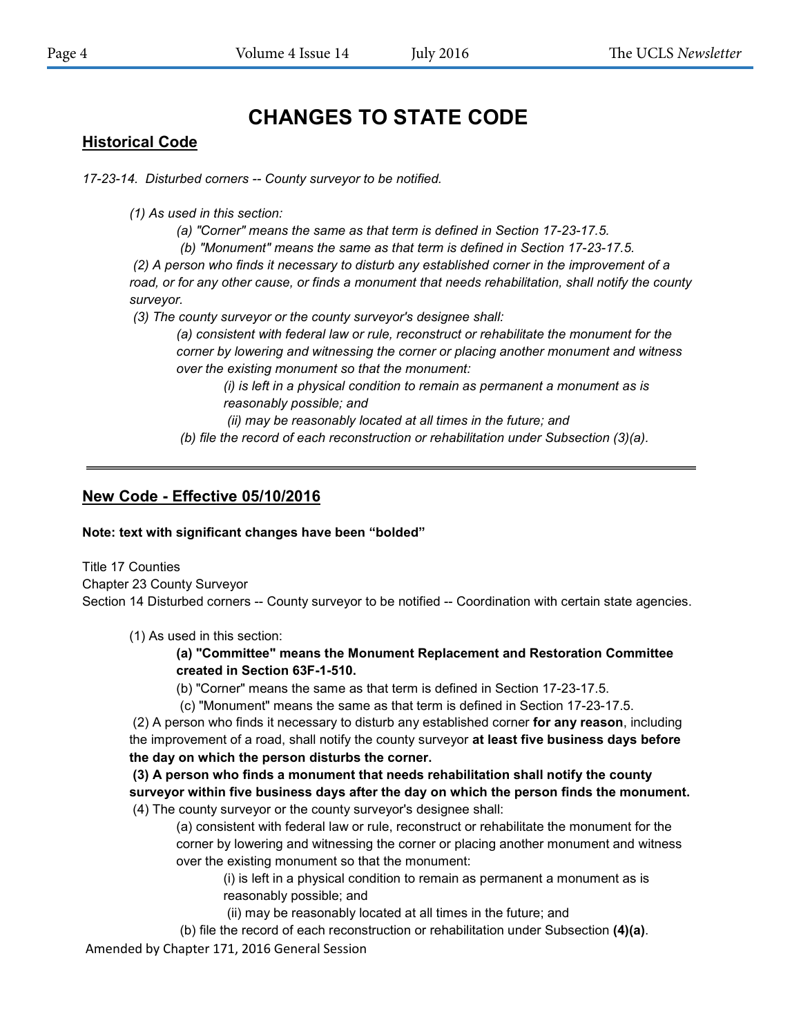# CHANGES TO STATE CODE

## Historical Code

*17-23-14. Disturbed corners -- County surveyor to be notified.*

*(1) As used in this section:*

*(a) "Corner" means the same as that term is defined in Section 17-23-17.5.*

*(b) "Monument" means the same as that term is defined in Section 17-23-17.5.*

*(2) A person who finds it necessary to disturb any established corner in the improvement of a road, or for any other cause, or finds a monument that needs rehabilitation, shall notify the county surveyor.*

*(3) The county surveyor or the county surveyor's designee shall:*

*(a) consistent with federal law or rule, reconstruct or rehabilitate the monument for the corner by lowering and witnessing the corner or placing another monument and witness over the existing monument so that the monument:*

*(i) is left in a physical condition to remain as permanent a monument as is reasonably possible; and*

*(ii) may be reasonably located at all times in the future; and*

*(b) file the record of each reconstruction or rehabilitation under Subsection (3)(a).*

---

## New Code - Effective 05/10/2016

**Note: text with significant changes have been "bolded"**

Title 17 Counties

Chapter 23 County Surveyor

Section 14 Disturbed corners -- County surveyor to be notified -- Coordination with certain state agencies.

(1) As used in this section:

**(a) "Committee" means the Monument Replacement and Restoration Committee created in Section 63F-1-510.**

(b) "Corner" means the same as that term is defined in Section 17-23-17.5.

(c) "Monument" means the same as that term is defined in Section 17-23-17.5.

(2) A person who finds it necessary to disturb any established corner **for any reason**, including the improvement of a road, shall notify the county surveyor **at least five business days before the day on which the person disturbs the corner.**

**(3) A person who finds a monument that needs rehabilitation shall notify the county surveyor within five business days after the day on which the person finds the monument.**

(4) The county surveyor or the county surveyor's designee shall:

(a) consistent with federal law or rule, reconstruct or rehabilitate the monument for the corner by lowering and witnessing the corner or placing another monument and witness over the existing monument so that the monument:

(i) is left in a physical condition to remain as permanent a monument as is reasonably possible; and

(ii) may be reasonably located at all times in the future; and

(b) file the record of each reconstruction or rehabilitation under Subsection **(4)(a)**.

Amended by Chapter 171, 2016 General Session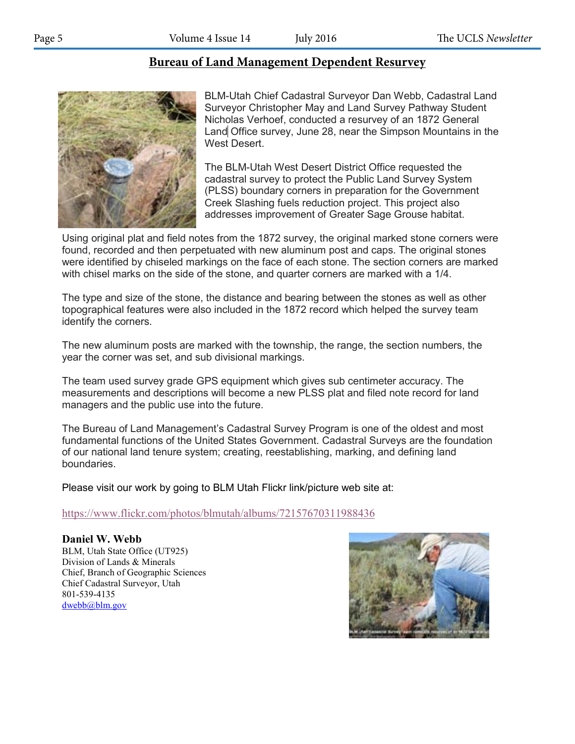## Bureau of Land Management Dependent Resurvey

BLM-Utah Chief Cadastral Surveyor Dan Webb, Cadastral Land Surveyor Christopher May and Land Survey Pathway Student Nicholas Verhoef, conducted a resurvey of an 1872 General Land Office survey, June 28, near the Simpson Mountains in the West Desert.

The BLM-Utah West Desert District Office requested the cadastral survey to protect the Public Land Survey System (PLSS) boundary corners in preparation for the Government Creek Slashing fuels reduction project. This project also addresses improvement of Greater Sage Grouse habitat.

Using original plat and field notes from the 1872 survey, the original marked stone corners were found, recorded and then perpetuated with new aluminum post and caps. The original stones were identified by chiseled markings on the face of each stone. The section corners are marked with chisel marks on the side of the stone, and quarter corners are marked with a 1/4.

The type and size of the stone, the distance and bearing between the stones as well as other topographical features were also included in the 1872 record which helped the survey team identify the corners.

The new aluminum posts are marked with the township, the range, the section numbers, the year the corner was set, and sub divisional markings.

The team used survey grade GPS equipment which gives sub centimeter accuracy. The measurements and descriptions will become a new PLSS plat and filed note record for land managers and the public use into the future.

The Bureau of Land Management's Cadastral Survey Program is one of the oldest and most fundamental functions of the United States Government. Cadastral Surveys are the foundation of our national land tenure system; creating, reestablishing, marking, and defining land boundaries.

Please visit our work by going to BLM Utah Flickr link/picture web site at:

https://www.flickr.com/photos/blmutah/albums/72157670311988436

**Daniel W. Webb**
BLM, Utah State Office (UT925)
Division of Lands & Minerals
Chief, Branch of Geographic Sciences
Chief Cadastral Surveyor, Utah
801-539-4135
dwebb@blm.gov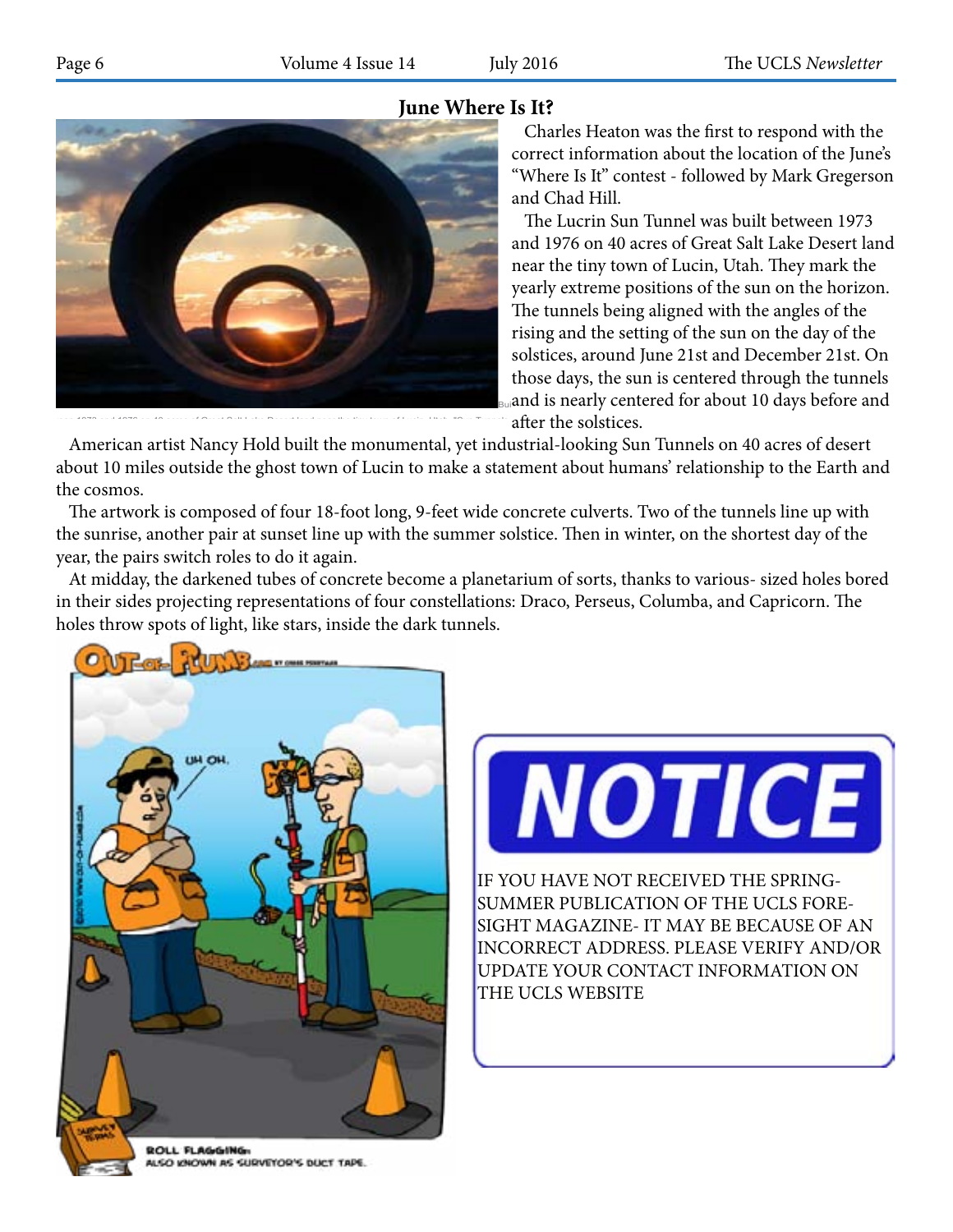## June Where Is It?

Charles Heaton was the first to respond with the correct information about the location of the June's "Where Is It" contest - followed by Mark Gregerson and Chad Hill.

The Lucrin Sun Tunnel was built between 1973 and 1976 on 40 acres of Great Salt Lake Desert land near the tiny town of Lucin, Utah. They mark the yearly extreme positions of the sun on the horizon. The tunnels being aligned with the angles of the rising and the setting of the sun on the day of the solstices, around June 21st and December 21st. On those days, the sun is centered through the tunnels and is nearly centered for about 10 days before and after the solstices.

American artist Nancy Hold built the monumental, yet industrial-looking Sun Tunnels on 40 acres of desert about 10 miles outside the ghost town of Lucin to make a statement about humans' relationship to the Earth and the cosmos.

The artwork is composed of four 18-foot long, 9-feet wide concrete culverts. Two of the tunnels line up with the sunrise, another pair at sunset line up with the summer solstice. Then in winter, on the shortest day of the year, the pairs switch roles to do it again.

At midday, the darkened tubes of concrete become a planetarium of sorts, thanks to various- sized holes bored in their sides projecting representations of four constellations: Draco, Perseus, Columba, and Capricorn. The holes throw spots of light, like stars, inside the dark tunnels.

ROLL FLAGGING: ALSO KNOWN AS SURVEYOR'S DUCT TAPE.

**NOTICE**

IF YOU HAVE NOT RECEIVED THE SPRING-SUMMER PUBLICATION OF THE UCLS FORE-SIGHT MAGAZINE- IT MAY BE BECAUSE OF AN INCORRECT ADDRESS. PLEASE VERIFY AND/OR UPDATE YOUR CONTACT INFORMATION ON THE UCLS WEBSITE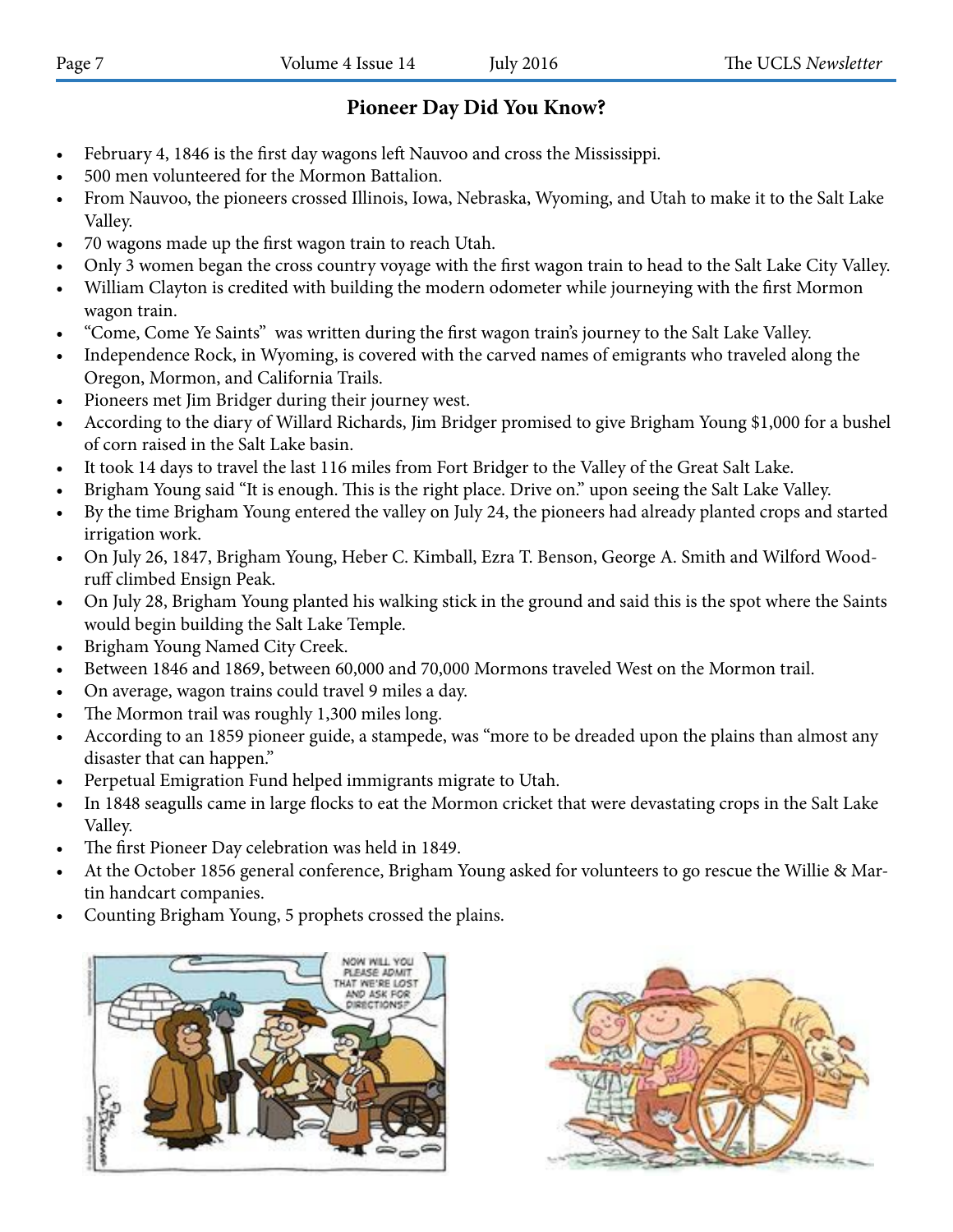## Pioneer Day Did You Know?

- February 4, 1846 is the first day wagons left Nauvoo and cross the Mississippi.
- 500 men volunteered for the Mormon Battalion.
- From Nauvoo, the pioneers crossed Illinois, Iowa, Nebraska, Wyoming, and Utah to make it to the Salt Lake Valley.
- 70 wagons made up the first wagon train to reach Utah.
- Only 3 women began the cross country voyage with the first wagon train to head to the Salt Lake City Valley.
- William Clayton is credited with building the modern odometer while journeying with the first Mormon wagon train.
- "Come, Come Ye Saints" was written during the first wagon train's journey to the Salt Lake Valley.
- Independence Rock, in Wyoming, is covered with the carved names of emigrants who traveled along the Oregon, Mormon, and California Trails.
- Pioneers met Jim Bridger during their journey west.
- According to the diary of Willard Richards, Jim Bridger promised to give Brigham Young $1,000 for a bushel of corn raised in the Salt Lake basin.
- It took 14 days to travel the last 116 miles from Fort Bridger to the Valley of the Great Salt Lake.
- Brigham Young said "It is enough. This is the right place. Drive on." upon seeing the Salt Lake Valley.
- By the time Brigham Young entered the valley on July 24, the pioneers had already planted crops and started irrigation work.
- On July 26, 1847, Brigham Young, Heber C. Kimball, Ezra T. Benson, George A. Smith and Wilford Woodruff climbed Ensign Peak.
- On July 28, Brigham Young planted his walking stick in the ground and said this is the spot where the Saints would begin building the Salt Lake Temple.
- Brigham Young Named City Creek.
- Between 1846 and 1869, between 60,000 and 70,000 Mormons traveled West on the Mormon trail.
- On average, wagon trains could travel 9 miles a day.
- The Mormon trail was roughly 1,300 miles long.
- According to an 1859 pioneer guide, a stampede, was "more to be dreaded upon the plains than almost any disaster that can happen."
- Perpetual Emigration Fund helped immigrants migrate to Utah.
- In 1848 seagulls came in large flocks to eat the Mormon cricket that were devastating crops in the Salt Lake Valley.
- The first Pioneer Day celebration was held in 1849.
- At the October 1856 general conference, Brigham Young asked for volunteers to go rescue the Willie & Martin handcart companies.
- Counting Brigham Young, 5 prophets crossed the plains.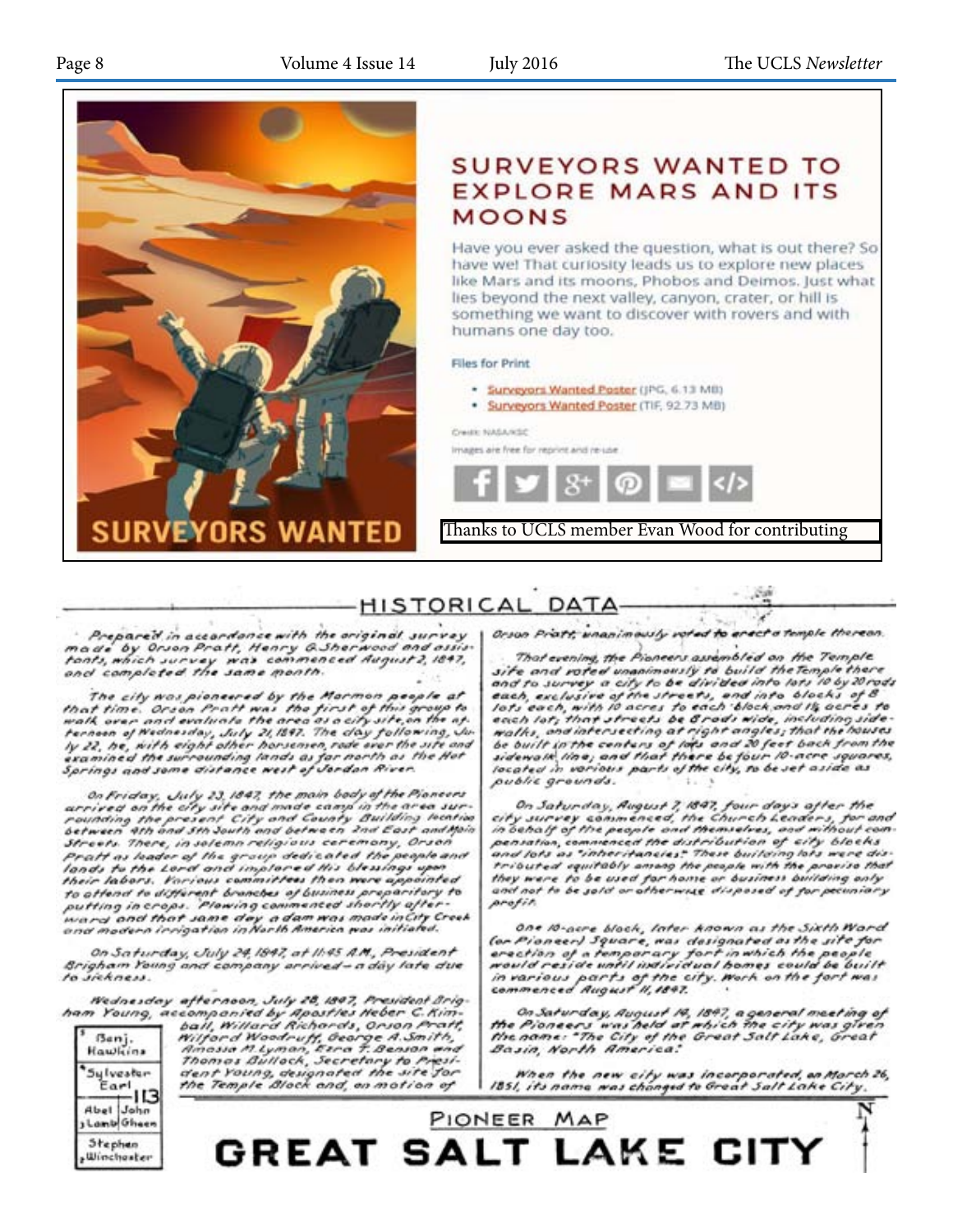## SURVEYORS WANTED TO EXPLORE MARS AND ITS MOONS

Have you ever asked the question, what is out there? So have we! That curiosity leads us to explore new places like Mars and its moons, Phobos and Deimos. Just what lies beyond the next valley, canyon, crater, or hill is something we want to discover with rovers and with humans one day too.

Files for Print

- Surveyors Wanted Poster (JPG, 6.13 MB)
- Surveyors Wanted Poster (TIF, 92.73 MB)

Credit: NASA/KSC

Images are free for reprint and re-use

SURVEYORS WANTED

Thanks to UCLS member Evan Wood for contributing

## HISTORICAL DATA

*Prepared in accordance with the original survey made by Orson Pratt, Henry G. Sherwood and assistants, which survey was commenced August 2, 1847, and completed the same month.*

*The city was pioneered by the Mormon people at that time. Orson Pratt was the first of this group to walk over and evaluate the area as a city site, on the afternoon of Wednesday, July 21, 1847. The day following, July 22, he, with eight other horsemen, rode over the site and examined the surrounding lands as far north as the Hot Springs and some distance west of Jordan River.*

*On Friday, July 23, 1847, the main body of the Pioneers arrived on the city site and made camp in the area surrounding the present City and County Building location between 4th and 5th South and between 2nd East and Main Streets. There, in solemn religious ceremony, Orson Pratt as leader of the group dedicated the people and lands to the Lord and implored His blessings upon their labors. Various committees then were appointed to attend to different branches of business preparitory to putting in crops. Plowing commenced shortly afterward and that same day a dam was made in City Creek and modern irrigation in North America was initiated.*

*On Saturday, July 24, 1847, at 11:45 A.M., President Brigham Young and company arrived—a day late due to sickness.*

*Wednesday afternoon, July 28, 1847, President Brigham Young, accompanied by Apostles Heber C. Kimball, Willard Richards, Orson Pratt, Wilford Woodruff, George A. Smith, Amassa M. Lyman, Ezra T. Benson and Thomas Bullock, Secretary to President Young, designated the site for the Temple Block and, on motion of Orson Pratt, unanimously voted to erect a temple thereon.*

*That evening, the Pioneers assembled on the Temple site and voted unanimously to build the Temple there and to survey a city to be divided into lots 10 by 20 rods each, exclusive of the streets, and into blocks of 8 lots each, with 10 acres to each block and 1¼ acres to each lot; that streets be 8 rods wide, including sidewalks, and intersecting at right angles; that the houses be built in the centers of lots and 20 feet back from the sidewalk line; and that there be four 10-acre squares, located in various parts of the city, to be set aside as public grounds.*

*On Saturday, August 7, 1847, four days after the city survey commenced, the Church Leaders, for and in behalf of the people and themselves, and without compensation, commenced the distribution of city blocks and lots as "inheritancies." These building lots were distributed equitably among the people with the proviso that they were to be used for home or business building only and not to be sold or otherwise disposed of for pecuniary profit.*

*One 10-acre block, later known as the Sixth Ward (or Pioneer) Square, was designated as the site for erection of a temporary fort in which the people would reside until individual homes could be built in various parts of the city. Work on the fort was commenced August 11, 1847.*

*On Saturday, August 14, 1847, a general meeting of the Pioneers was held at which the city was given the name: "The City of the Great Salt Lake, Great Basin, North America."*

*When the new city was incorporated, on March 26, 1851, its name was changed to Great Salt Lake City.*

| 5 Benj. Hawkins | |
|---|---|
| 4 Sylvester Earl | 113 |
| Abel Lamb | John Gheen |
| 2 Stephen Winchester | |

PIONEER MAP

# GREAT SALT LAKE CITY

N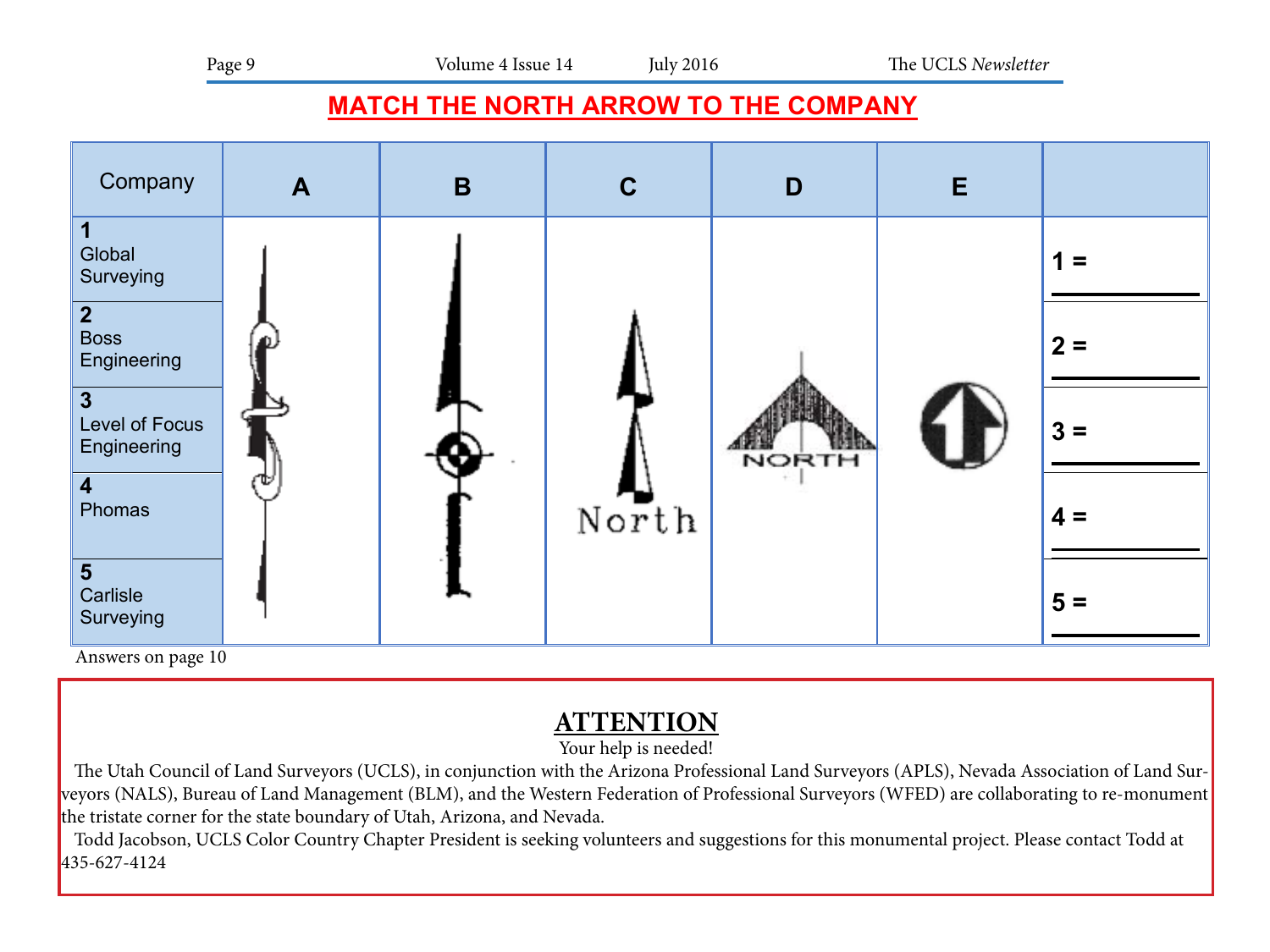## MATCH THE NORTH ARROW TO THE COMPANY

| Company | A | B | C | D | E | |
|---|---|---|---|---|---|---|
| 1 Global Surveying | | | | | | 1 = ______ |
| 2 Boss Engineering | | | | | | 2 = ______ |
| 3 Level of Focus Engineering | | | | | | 3 = ______ |
| 4 Phomas | | | | | | 4 = ______ |
| 5 Carlisle Surveying | | | | | | 5 = ______ |

Answers on page 10

## ATTENTION

Your help is needed!

The Utah Council of Land Surveyors (UCLS), in conjunction with the Arizona Professional Land Surveyors (APLS), Nevada Association of Land Surveyors (NALS), Bureau of Land Management (BLM), and the Western Federation of Professional Surveyors (WFED) are collaborating to re-monument the tristate corner for the state boundary of Utah, Arizona, and Nevada.

Todd Jacobson, UCLS Color Country Chapter President is seeking volunteers and suggestions for this monumental project. Please contact Todd at 435-627-4124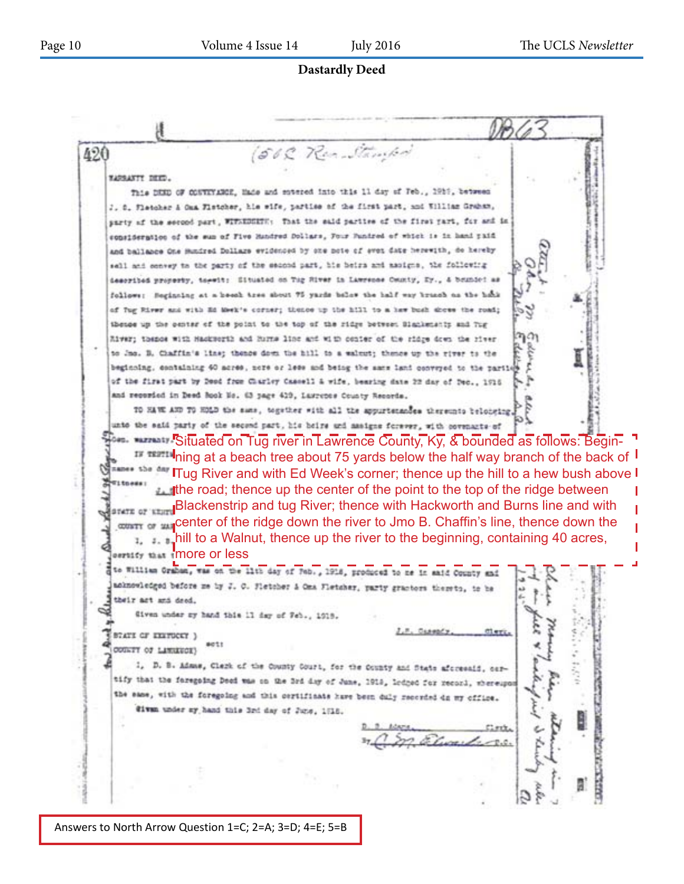**Dastardly Deed**

420

(56¢ Rev. Stamped)

WARRANTY DEED.

This DEED OF CONVEYANCE, Made and entered into this 11 day of Feb., 1918, between J. C. Fletcher & Oma Fletcher, his wife, parties of the first part, and William Graham, party of the second part, WITNESSETH: That the said parties of the first part, for and in consideration of the sum of Five Hundred Dollars, Four Hundred of which is in hand paid and ballance One Hundred Dollars evidenced by one note of even date herewith, do hereby sell and convey to the party of the second part, his heirs and assigns, the following described property, to-wit: Situated on Tug River in Lawrence County, Ky., & bounded as follows: Beginning at a beech tree about 75 yards below the half way branch on the bank of Tug River and with Ed Week's corner; thence up the hill to a haw bush above the road; thence up the center of the point to the top of the ridge between Blankenship and Tug River; thence with Hackworth and Burns line and with center of the ridge down the river to Jno. B. Chaffin's line; thence down the hill to a walnut; thence up the river to the beginning, containing 40 acres, more or less and being the same land conveyed to the parties of the first part by Deed from Charley Cassell & wife, bearing date 22 day of Dec., 1916 and recorded in Deed Book No. 63 page 420, Lawrence County Records.

TO HAVE AND TO HOLD the same, together with all the appurtenances thereunto belonging, unto the said party of the second part, his heirs and assigns forever, with covenants of Gen. warranty.

Situated on Tug river in Lawrence County, Ky, & bounded as follows: Beginning at a beach tree about 75 yards below the half way branch of the back of Tug River and with Ed Week's corner; thence up the hill to a hew bush above the road; thence up the center of the point to the top of the ridge between Blackenstrip and tug River; thence with Hackworth and Burns line and with center of the ridge down the river to Jmo B. Chaffin's line, thence down the hill to a Walnut, thence up the river to the beginning, containing 40 acres, more or less

to William Graham, was on the 11th day of Feb., 1918, produced to me in said County and acknowledged before me by J. C. Fletcher & Oma Fletcher, party grantors thereto, to be their act and deed.

Given under my hand this 11 day of Feb., 1918.

J. F. Cassady, Clerk.

STATE OF KENTUCKY )
COUNTY OF LAWRENCE) sct:

I, D. B. Adams, Clerk of the County Court, for the County and State aforesaid, certify that the foregoing Deed was on the 3rd day of June, 1918, lodged for record, whereupon the same, with the foregoing and this certificate have been duly recorded in my office.

Given under my hand this 3rd day of June, 1918.

D. B. Adams, Clerk.
By C. M. Edwards D.C.

Answers to North Arrow Question 1=C; 2=A; 3=D; 4=E; 5=B